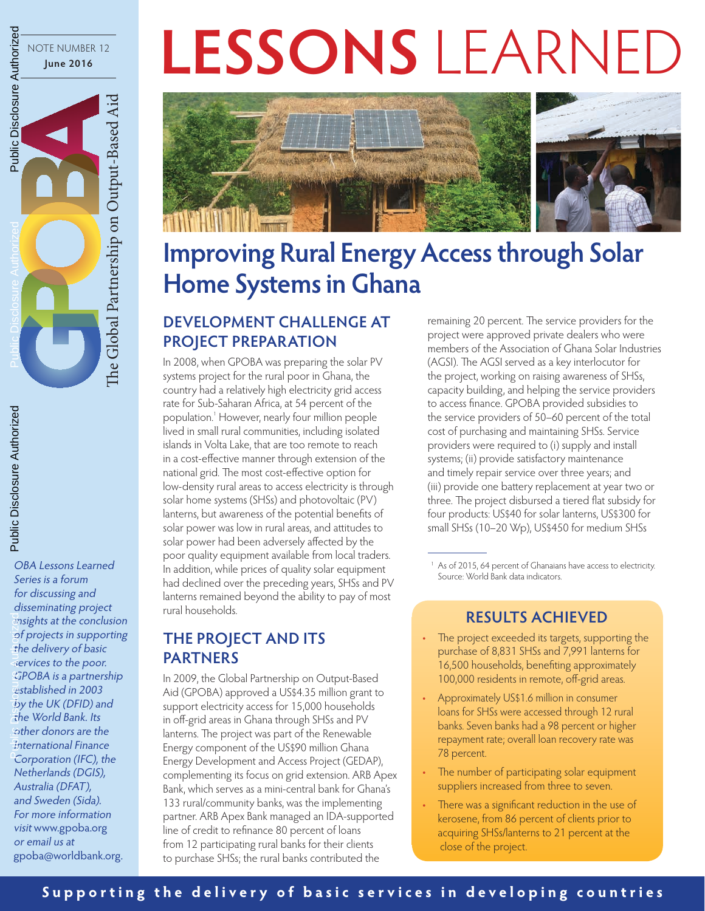NOTE NUMBER 12
**June 2016**

The Global Partnership on Output-Based Aid

# LESSONS LEARNED

# Improving Rural Energy Access through Solar Home Systems in Ghana

## DEVELOPMENT CHALLENGE AT PROJECT PREPARATION

In 2008, when GPOBA was preparing the solar PV systems project for the rural poor in Ghana, the country had a relatively high electricity grid access rate for Sub-Saharan Africa, at 54 percent of the population.[1] However, nearly four million people lived in small rural communities, including isolated islands in Volta Lake, that are too remote to reach in a cost-effective manner through extension of the national grid. The most cost-effective option for low-density rural areas to access electricity is through solar home systems (SHSs) and photovoltaic (PV) lanterns, but awareness of the potential benefits of solar power was low in rural areas, and attitudes to solar power had been adversely affected by the poor quality equipment available from local traders. In addition, while prices of quality solar equipment had declined over the preceding years, SHSs and PV lanterns remained beyond the ability to pay of most rural households.

## THE PROJECT AND ITS PARTNERS

In 2009, the Global Partnership on Output-Based Aid (GPOBA) approved a US$4.35 million grant to support electricity access for 15,000 households in off-grid areas in Ghana through SHSs and PV lanterns. The project was part of the Renewable Energy component of the US$90 million Ghana Energy Development and Access Project (GEDAP), complementing its focus on grid extension. ARB Apex Bank, which serves as a mini-central bank for Ghana's 133 rural/community banks, was the implementing partner. ARB Apex Bank managed an IDA-supported line of credit to refinance 80 percent of loans from 12 participating rural banks for their clients to purchase SHSs; the rural banks contributed the remaining 20 percent. The service providers for the project were approved private dealers who were members of the Association of Ghana Solar Industries (AGSI). The AGSI served as a key interlocutor for the project, working on raising awareness of SHSs, capacity building, and helping the service providers to access finance. GPOBA provided subsidies to the service providers of 50–60 percent of the total cost of purchasing and maintaining SHSs. Service providers were required to (i) supply and install systems; (ii) provide satisfactory maintenance and timely repair service over three years; and (iii) provide one battery replacement at year two or three. The project disbursed a tiered flat subsidy for four products: US$40 for solar lanterns, US$300 for small SHSs (10–20 Wp), US$450 for medium SHSs

[1] As of 2015, 64 percent of Ghanaians have access to electricity. Source: World Bank data indicators.

## RESULTS ACHIEVED

- The project exceeded its targets, supporting the purchase of 8,831 SHSs and 7,991 lanterns for 16,500 households, benefiting approximately 100,000 residents in remote, off-grid areas.
- Approximately US$1.6 million in consumer loans for SHSs were accessed through 12 rural banks. Seven banks had a 98 percent or higher repayment rate; overall loan recovery rate was 78 percent.
- The number of participating solar equipment suppliers increased from three to seven.
- There was a significant reduction in the use of kerosene, from 86 percent of clients prior to acquiring SHSs/lanterns to 21 percent at the close of the project.

*OBA Lessons Learned Series is a forum for discussing and disseminating project insights at the conclusion of projects in supporting the delivery of basic services to the poor. GPOBA is a partnership established in 2003 by the UK (DFID) and the World Bank. Its other donors are the International Finance Corporation (IFC), the Netherlands (DGIS), Australia (DFAT), and Sweden (Sida). For more information visit* www.gpoba.org *or email us at* gpoba@worldbank.org.

**Supporting the delivery of basic services in developing countries**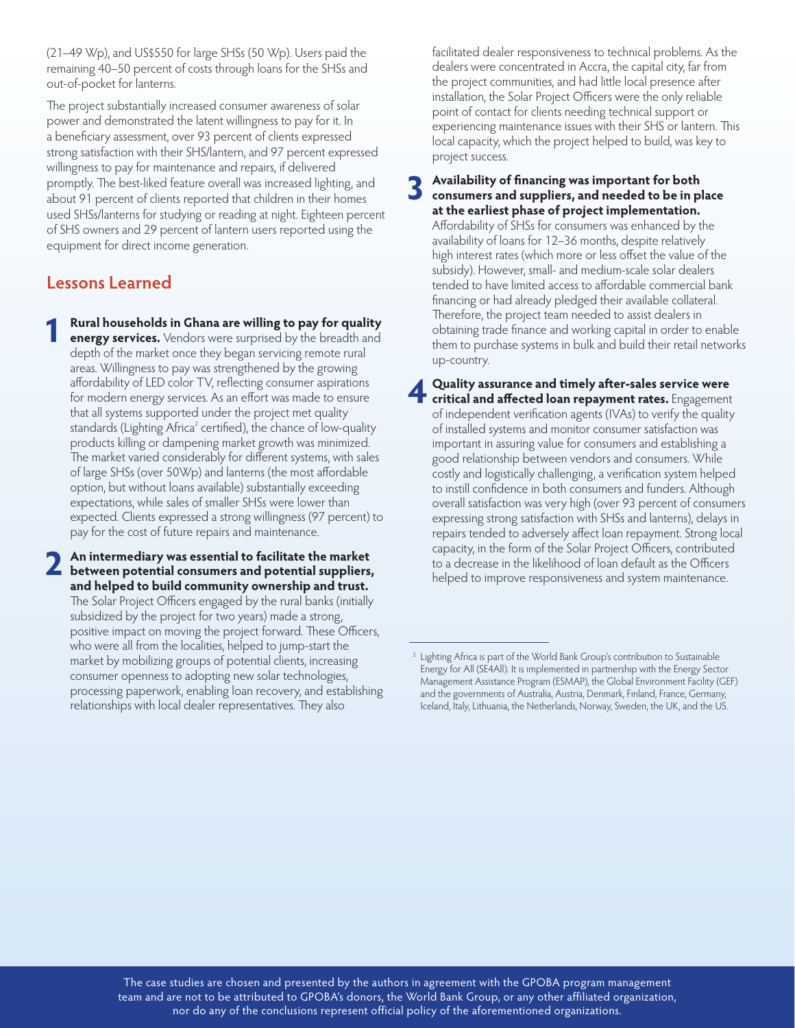(21–49 Wp), and US$550 for large SHSs (50 Wp). Users paid the remaining 40–50 percent of costs through loans for the SHSs and out-of-pocket for lanterns.

The project substantially increased consumer awareness of solar power and demonstrated the latent willingness to pay for it. In a beneficiary assessment, over 93 percent of clients expressed strong satisfaction with their SHS/lantern, and 97 percent expressed willingness to pay for maintenance and repairs, if delivered promptly. The best-liked feature overall was increased lighting, and about 91 percent of clients reported that children in their homes used SHSs/lanterns for studying or reading at night. Eighteen percent of SHS owners and 29 percent of lantern users reported using the equipment for direct income generation.

## Lessons Learned

1. **Rural households in Ghana are willing to pay for quality energy services.** Vendors were surprised by the breadth and depth of the market once they began servicing remote rural areas. Willingness to pay was strengthened by the growing affordability of LED color TV, reflecting consumer aspirations for modern energy services. As an effort was made to ensure that all systems supported under the project met quality standards (Lighting Africa[2] certified), the chance of low-quality products killing or dampening market growth was minimized. The market varied considerably for different systems, with sales of large SHSs (over 50Wp) and lanterns (the most affordable option, but without loans available) substantially exceeding expectations, while sales of smaller SHSs were lower than expected. Clients expressed a strong willingness (97 percent) to pay for the cost of future repairs and maintenance.

2. **An intermediary was essential to facilitate the market between potential consumers and potential suppliers, and helped to build community ownership and trust.** The Solar Project Officers engaged by the rural banks (initially subsidized by the project for two years) made a strong, positive impact on moving the project forward. These Officers, who were all from the localities, helped to jump-start the market by mobilizing groups of potential clients, increasing consumer openness to adopting new solar technologies, processing paperwork, enabling loan recovery, and establishing relationships with local dealer representatives. They also facilitated dealer responsiveness to technical problems. As the dealers were concentrated in Accra, the capital city, far from the project communities, and had little local presence after installation, the Solar Project Officers were the only reliable point of contact for clients needing technical support or experiencing maintenance issues with their SHS or lantern. This local capacity, which the project helped to build, was key to project success.

3. **Availability of financing was important for both consumers and suppliers, and needed to be in place at the earliest phase of project implementation.** Affordability of SHSs for consumers was enhanced by the availability of loans for 12–36 months, despite relatively high interest rates (which more or less offset the value of the subsidy). However, small- and medium-scale solar dealers tended to have limited access to affordable commercial bank financing or had already pledged their available collateral. Therefore, the project team needed to assist dealers in obtaining trade finance and working capital in order to enable them to purchase systems in bulk and build their retail networks up-country.

4. **Quality assurance and timely after-sales service were critical and affected loan repayment rates.** Engagement of independent verification agents (IVAs) to verify the quality of installed systems and monitor consumer satisfaction was important in assuring value for consumers and establishing a good relationship between vendors and consumers. While costly and logistically challenging, a verification system helped to instill confidence in both consumers and funders. Although overall satisfaction was very high (over 93 percent of consumers expressing strong satisfaction with SHSs and lanterns), delays in repairs tended to adversely affect loan repayment. Strong local capacity, in the form of the Solar Project Officers, contributed to a decrease in the likelihood of loan default as the Officers helped to improve responsiveness and system maintenance.

---

[2] Lighting Africa is part of the World Bank Group's contribution to Sustainable Energy for All (SE4All). It is implemented in partnership with the Energy Sector Management Assistance Program (ESMAP), the Global Environment Facility (GEF) and the governments of Australia, Austria, Denmark, Finland, France, Germany, Iceland, Italy, Lithuania, the Netherlands, Norway, Sweden, the UK, and the US.

The case studies are chosen and presented by the authors in agreement with the GPOBA program management team and are not to be attributed to GPOBA's donors, the World Bank Group, or any other affiliated organization, nor do any of the conclusions represent official policy of the aforementioned organizations.